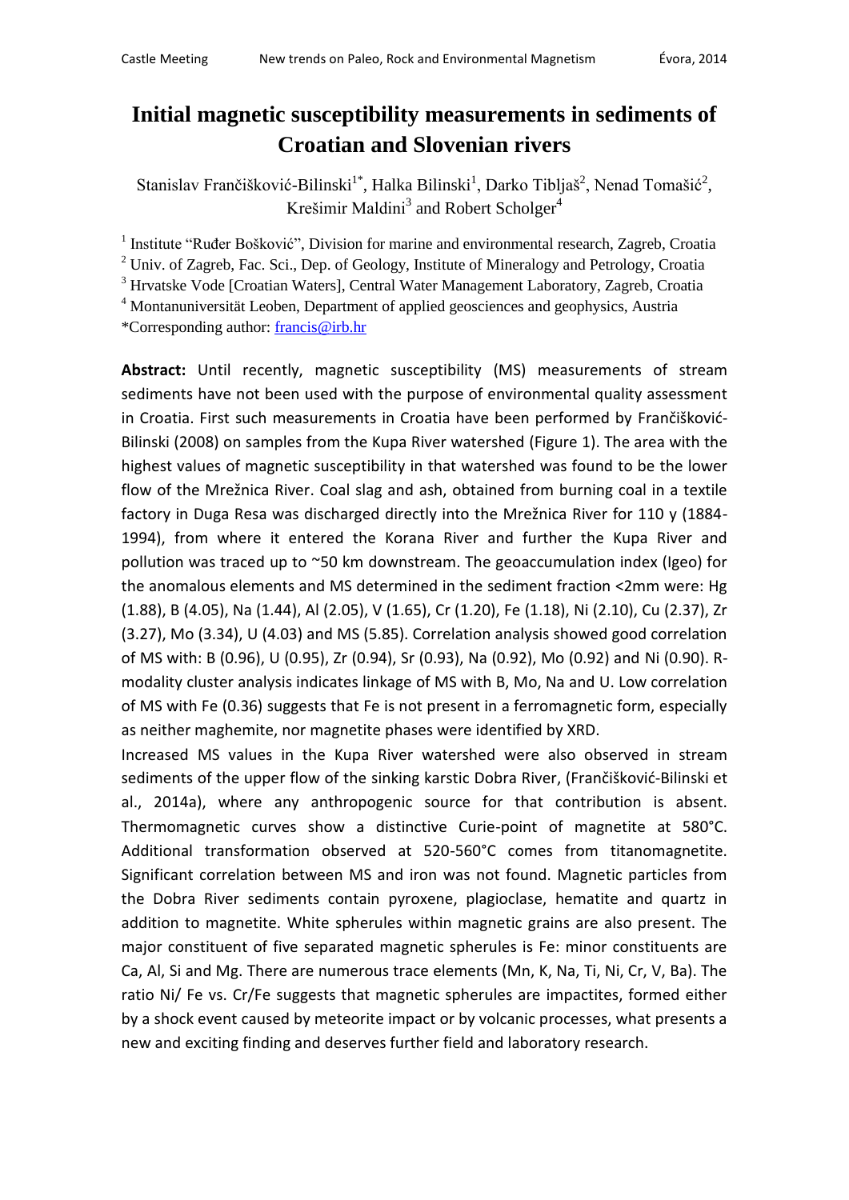# Initial magnetic susceptibility measurements in sediments of Croatian and Slovenian rivers

Stanislav Frančišković-Bilinski[1*], Halka Bilinski[1], Darko Tibljaš[2], Nenad Tomašić[2], Krešimir Maldini[3] and Robert Scholger[4]

[1] Institute "Ruđer Bošković", Division for marine and environmental research, Zagreb, Croatia
[2] Univ. of Zagreb, Fac. Sci., Dep. of Geology, Institute of Mineralogy and Petrology, Croatia
[3] Hrvatske Vode [Croatian Waters], Central Water Management Laboratory, Zagreb, Croatia
[4] Montanuniversität Leoben, Department of applied geosciences and geophysics, Austria
*Corresponding author: francis@irb.hr

**Abstract:** Until recently, magnetic susceptibility (MS) measurements of stream sediments have not been used with the purpose of environmental quality assessment in Croatia. First such measurements in Croatia have been performed by Frančišković-Bilinski (2008) on samples from the Kupa River watershed (Figure 1). The area with the highest values of magnetic susceptibility in that watershed was found to be the lower flow of the Mrežnica River. Coal slag and ash, obtained from burning coal in a textile factory in Duga Resa was discharged directly into the Mrežnica River for 110 y (1884-1994), from where it entered the Korana River and further the Kupa River and pollution was traced up to ~50 km downstream. The geoaccumulation index (Igeo) for the anomalous elements and MS determined in the sediment fraction <2mm were: Hg (1.88), B (4.05), Na (1.44), Al (2.05), V (1.65), Cr (1.20), Fe (1.18), Ni (2.10), Cu (2.37), Zr (3.27), Mo (3.34), U (4.03) and MS (5.85). Correlation analysis showed good correlation of MS with: B (0.96), U (0.95), Zr (0.94), Sr (0.93), Na (0.92), Mo (0.92) and Ni (0.90). R-modality cluster analysis indicates linkage of MS with B, Mo, Na and U. Low correlation of MS with Fe (0.36) suggests that Fe is not present in a ferromagnetic form, especially as neither maghemite, nor magnetite phases were identified by XRD.

Increased MS values in the Kupa River watershed were also observed in stream sediments of the upper flow of the sinking karstic Dobra River, (Frančišković-Bilinski et al., 2014a), where any anthropogenic source for that contribution is absent. Thermomagnetic curves show a distinctive Curie-point of magnetite at 580°C. Additional transformation observed at 520-560°C comes from titanomagnetite. Significant correlation between MS and iron was not found. Magnetic particles from the Dobra River sediments contain pyroxene, plagioclase, hematite and quartz in addition to magnetite. White spherules within magnetic grains are also present. The major constituent of five separated magnetic spherules is Fe: minor constituents are Ca, Al, Si and Mg. There are numerous trace elements (Mn, K, Na, Ti, Ni, Cr, V, Ba). The ratio Ni/ Fe vs. Cr/Fe suggests that magnetic spherules are impactites, formed either by a shock event caused by meteorite impact or by volcanic processes, what presents a new and exciting finding and deserves further field and laboratory research.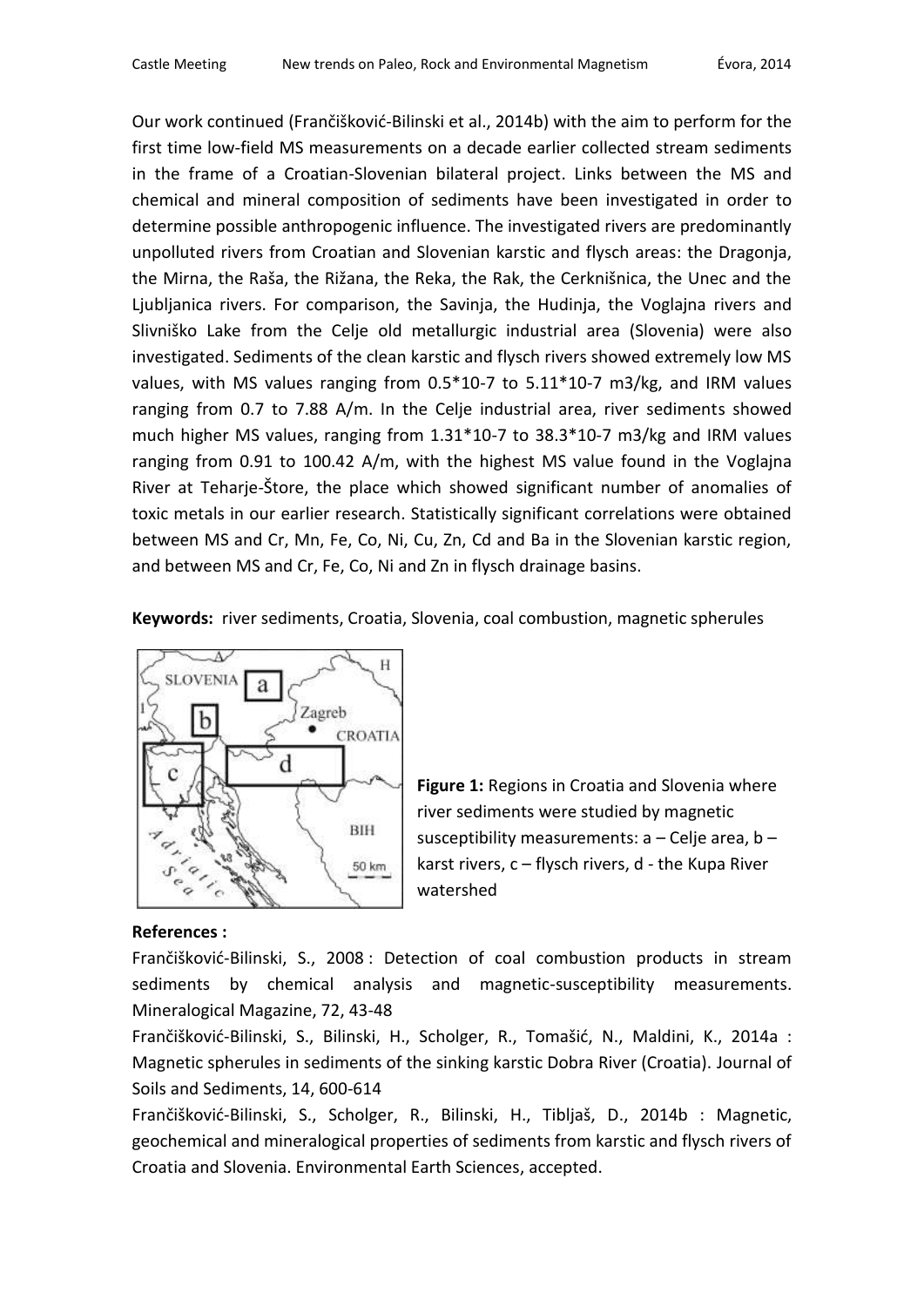Our work continued (Frančišković-Bilinski et al., 2014b) with the aim to perform for the first time low-field MS measurements on a decade earlier collected stream sediments in the frame of a Croatian-Slovenian bilateral project. Links between the MS and chemical and mineral composition of sediments have been investigated in order to determine possible anthropogenic influence. The investigated rivers are predominantly unpolluted rivers from Croatian and Slovenian karstic and flysch areas: the Dragonja, the Mirna, the Raša, the Rižana, the Reka, the Rak, the Cerknišnica, the Unec and the Ljubljanica rivers. For comparison, the Savinja, the Hudinja, the Voglajna rivers and Slivniško Lake from the Celje old metallurgic industrial area (Slovenia) were also investigated. Sediments of the clean karstic and flysch rivers showed extremely low MS values, with MS values ranging from $0.5*10^{-7}$ to $5.11*10^{-7}$ $m^3/kg$, and IRM values ranging from 0.7 to 7.88 A/m. In the Celje industrial area, river sediments showed much higher MS values, ranging from $1.31*10^{-7}$ to $38.3*10^{-7}$ $m^3/kg$ and IRM values ranging from 0.91 to 100.42 A/m, with the highest MS value found in the Voglajna River at Teharje-Štore, the place which showed significant number of anomalies of toxic metals in our earlier research. Statistically significant correlations were obtained between MS and Cr, Mn, Fe, Co, Ni, Cu, Zn, Cd and Ba in the Slovenian karstic region, and between MS and Cr, Fe, Co, Ni and Zn in flysch drainage basins.

**Keywords:** river sediments, Croatia, Slovenia, coal combustion, magnetic spherules

SLOVENIA
a
b
c
d
Zagreb
CROATIA
H
BIH
Adriatic Sea
50 km

**Figure 1:** Regions in Croatia and Slovenia where river sediments were studied by magnetic susceptibility measurements: a – Celje area, b – karst rivers, c – flysch rivers, d - the Kupa River watershed

**References :**

Frančišković-Bilinski, S., 2008 : Detection of coal combustion products in stream sediments by chemical analysis and magnetic-susceptibility measurements. Mineralogical Magazine, 72, 43-48

Frančišković-Bilinski, S., Bilinski, H., Scholger, R., Tomašić, N., Maldini, K., 2014a : Magnetic spherules in sediments of the sinking karstic Dobra River (Croatia). Journal of Soils and Sediments, 14, 600-614

Frančišković-Bilinski, S., Scholger, R., Bilinski, H., Tibljaš, D., 2014b : Magnetic, geochemical and mineralogical properties of sediments from karstic and flysch rivers of Croatia and Slovenia. Environmental Earth Sciences, accepted.